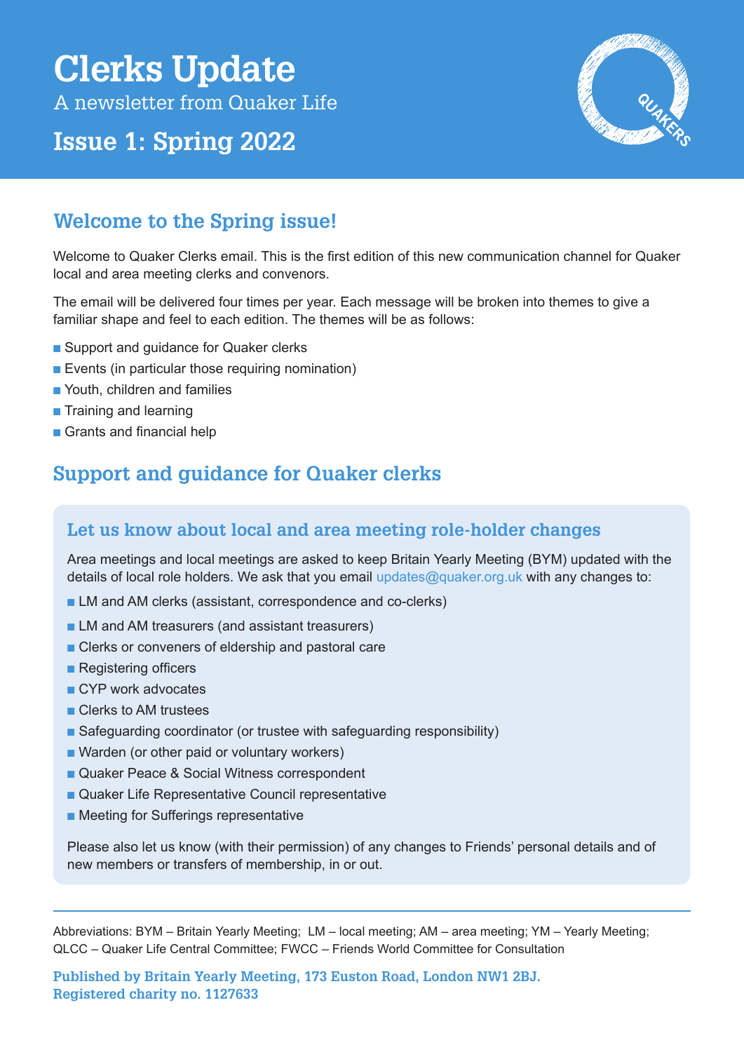# Clerks Update

A newsletter from Quaker Life

## Issue 1: Spring 2022

## Welcome to the Spring issue!

Welcome to Quaker Clerks email. This is the first edition of this new communication channel for Quaker local and area meeting clerks and convenors.

The email will be delivered four times per year. Each message will be broken into themes to give a familiar shape and feel to each edition. The themes will be as follows:

- Support and guidance for Quaker clerks
- Events (in particular those requiring nomination)
- Youth, children and families
- Training and learning
- Grants and financial help

## Support and guidance for Quaker clerks

### Let us know about local and area meeting role-holder changes

Area meetings and local meetings are asked to keep Britain Yearly Meeting (BYM) updated with the details of local role holders. We ask that you email updates@quaker.org.uk with any changes to:

- LM and AM clerks (assistant, correspondence and co-clerks)
- LM and AM treasurers (and assistant treasurers)
- Clerks or conveners of eldership and pastoral care
- Registering officers
- CYP work advocates
- Clerks to AM trustees
- Safeguarding coordinator (or trustee with safeguarding responsibility)
- Warden (or other paid or voluntary workers)
- Quaker Peace & Social Witness correspondent
- Quaker Life Representative Council representative
- Meeting for Sufferings representative

Please also let us know (with their permission) of any changes to Friends' personal details and of new members or transfers of membership, in or out.

---

Abbreviations: BYM – Britain Yearly Meeting; LM – local meeting; AM – area meeting; YM – Yearly Meeting; QLCC – Quaker Life Central Committee; FWCC – Friends World Committee for Consultation

**Published by Britain Yearly Meeting, 173 Euston Road, London NW1 2BJ.**
**Registered charity no. 1127633**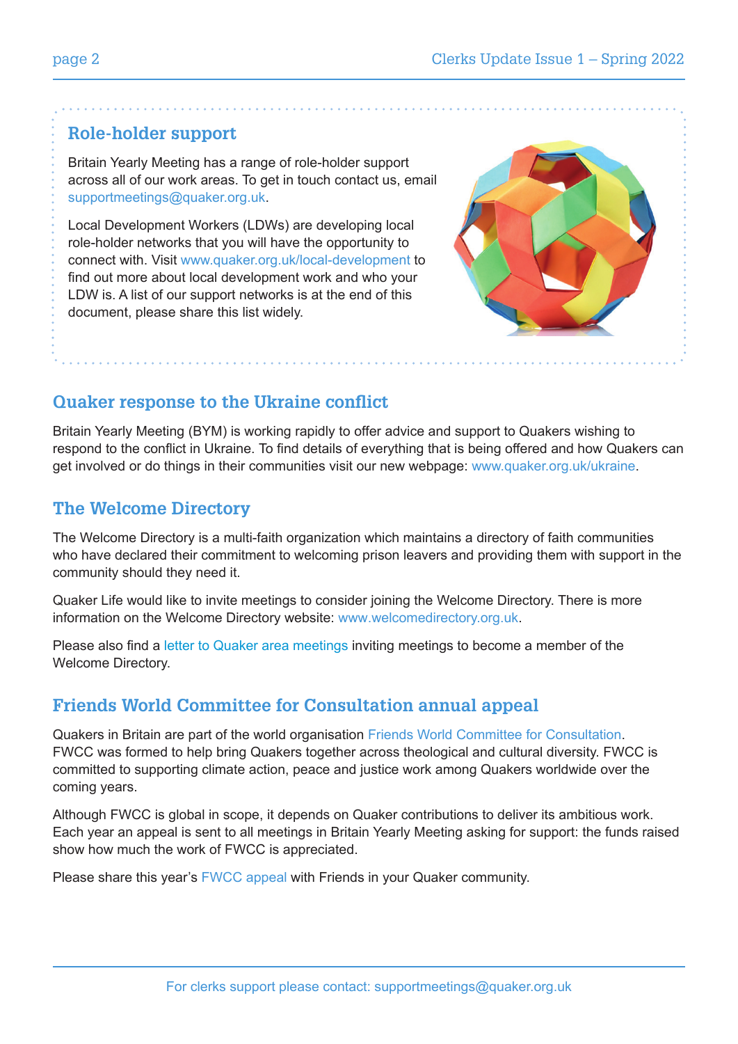## Role-holder support

Britain Yearly Meeting has a range of role-holder support across all of our work areas. To get in touch contact us, email supportmeetings@quaker.org.uk.

Local Development Workers (LDWs) are developing local role-holder networks that you will have the opportunity to connect with. Visit www.quaker.org.uk/local-development to find out more about local development work and who your LDW is. A list of our support networks is at the end of this document, please share this list widely.

## Quaker response to the Ukraine conflict

Britain Yearly Meeting (BYM) is working rapidly to offer advice and support to Quakers wishing to respond to the conflict in Ukraine. To find details of everything that is being offered and how Quakers can get involved or do things in their communities visit our new webpage: www.quaker.org.uk/ukraine.

## The Welcome Directory

The Welcome Directory is a multi-faith organization which maintains a directory of faith communities who have declared their commitment to welcoming prison leavers and providing them with support in the community should they need it.

Quaker Life would like to invite meetings to consider joining the Welcome Directory. There is more information on the Welcome Directory website: www.welcomedirectory.org.uk.

Please also find a letter to Quaker area meetings inviting meetings to become a member of the Welcome Directory.

## Friends World Committee for Consultation annual appeal

Quakers in Britain are part of the world organisation Friends World Committee for Consultation. FWCC was formed to help bring Quakers together across theological and cultural diversity. FWCC is committed to supporting climate action, peace and justice work among Quakers worldwide over the coming years.

Although FWCC is global in scope, it depends on Quaker contributions to deliver its ambitious work. Each year an appeal is sent to all meetings in Britain Yearly Meeting asking for support: the funds raised show how much the work of FWCC is appreciated.

Please share this year's FWCC appeal with Friends in your Quaker community.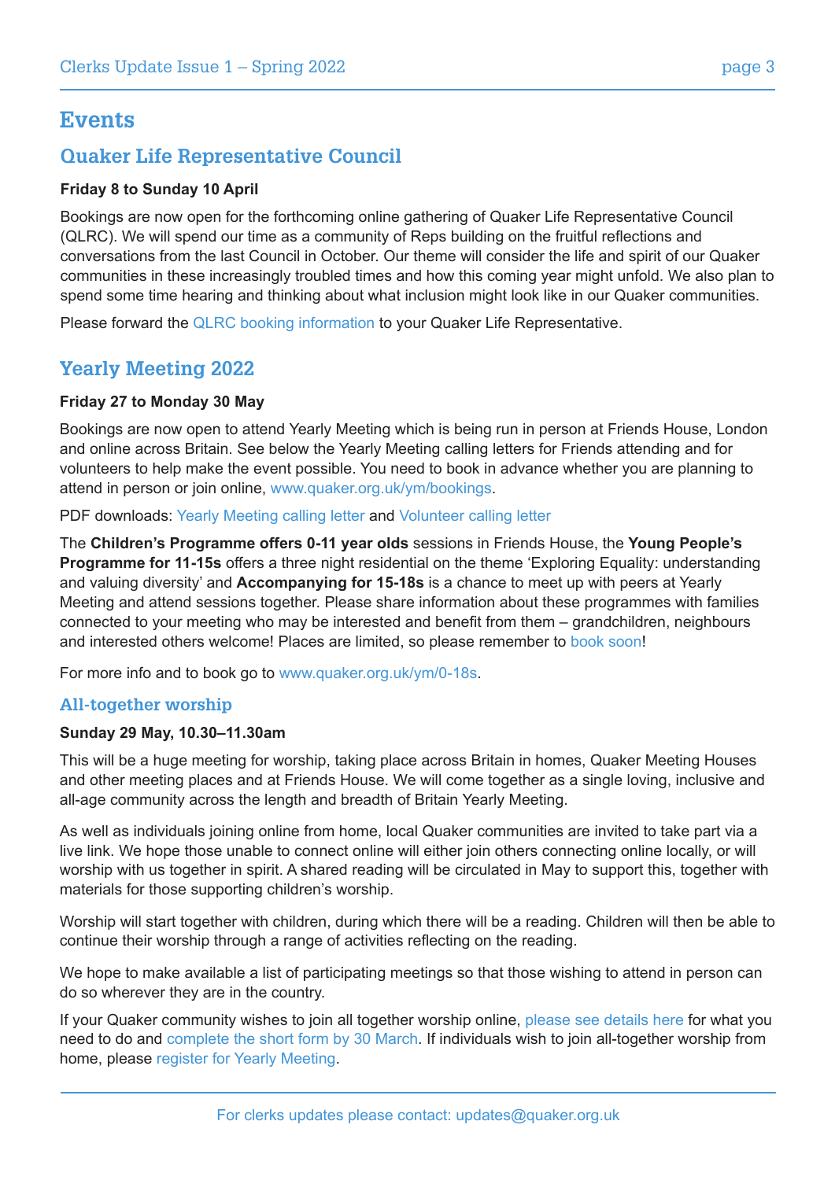# Events

## Quaker Life Representative Council

**Friday 8 to Sunday 10 April**

Bookings are now open for the forthcoming online gathering of Quaker Life Representative Council (QLRC). We will spend our time as a community of Reps building on the fruitful reflections and conversations from the last Council in October. Our theme will consider the life and spirit of our Quaker communities in these increasingly troubled times and how this coming year might unfold. We also plan to spend some time hearing and thinking about what inclusion might look like in our Quaker communities.

Please forward the QLRC booking information to your Quaker Life Representative.

## Yearly Meeting 2022

**Friday 27 to Monday 30 May**

Bookings are now open to attend Yearly Meeting which is being run in person at Friends House, London and online across Britain. See below the Yearly Meeting calling letters for Friends attending and for volunteers to help make the event possible. You need to book in advance whether you are planning to attend in person or join online, www.quaker.org.uk/ym/bookings.

PDF downloads: Yearly Meeting calling letter and Volunteer calling letter

The **Children's Programme offers 0-11 year olds** sessions in Friends House, the **Young People's Programme for 11-15s** offers a three night residential on the theme 'Exploring Equality: understanding and valuing diversity' and **Accompanying for 15-18s** is a chance to meet up with peers at Yearly Meeting and attend sessions together. Please share information about these programmes with families connected to your meeting who may be interested and benefit from them – grandchildren, neighbours and interested others welcome! Places are limited, so please remember to book soon!

For more info and to book go to www.quaker.org.uk/ym/0-18s.

### All-together worship

**Sunday 29 May, 10.30–11.30am**

This will be a huge meeting for worship, taking place across Britain in homes, Quaker Meeting Houses and other meeting places and at Friends House. We will come together as a single loving, inclusive and all-age community across the length and breadth of Britain Yearly Meeting.

As well as individuals joining online from home, local Quaker communities are invited to take part via a live link. We hope those unable to connect online will either join others connecting online locally, or will worship with us together in spirit. A shared reading will be circulated in May to support this, together with materials for those supporting children's worship.

Worship will start together with children, during which there will be a reading. Children will then be able to continue their worship through a range of activities reflecting on the reading.

We hope to make available a list of participating meetings so that those wishing to attend in person can do so wherever they are in the country.

If your Quaker community wishes to join all together worship online, please see details here for what you need to do and complete the short form by 30 March. If individuals wish to join all-together worship from home, please register for Yearly Meeting.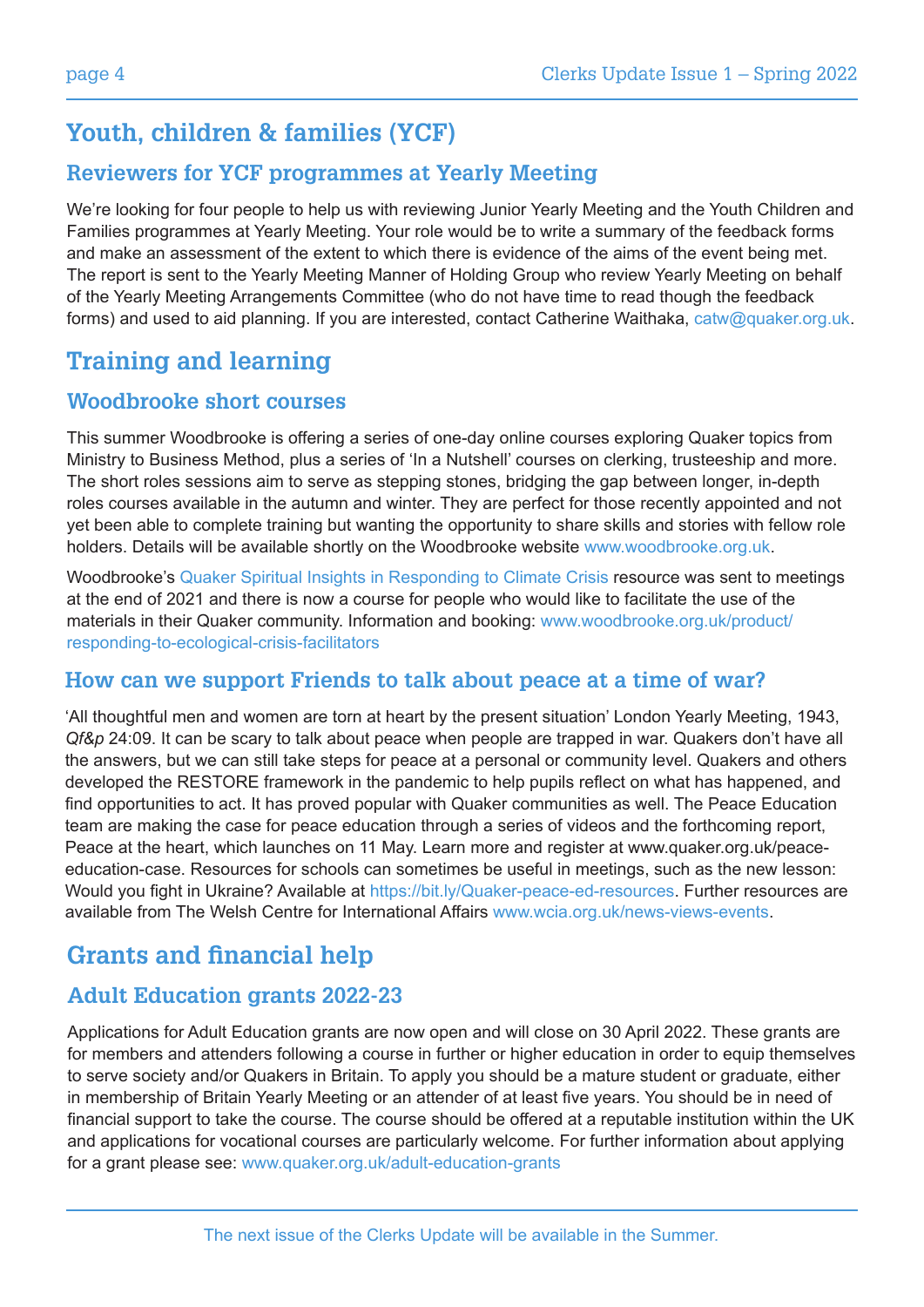# Youth, children & families (YCF)

## Reviewers for YCF programmes at Yearly Meeting

We're looking for four people to help us with reviewing Junior Yearly Meeting and the Youth Children and Families programmes at Yearly Meeting. Your role would be to write a summary of the feedback forms and make an assessment of the extent to which there is evidence of the aims of the event being met. The report is sent to the Yearly Meeting Manner of Holding Group who review Yearly Meeting on behalf of the Yearly Meeting Arrangements Committee (who do not have time to read though the feedback forms) and used to aid planning. If you are interested, contact Catherine Waithaka, catw@quaker.org.uk.

# Training and learning

## Woodbrooke short courses

This summer Woodbrooke is offering a series of one-day online courses exploring Quaker topics from Ministry to Business Method, plus a series of 'In a Nutshell' courses on clerking, trusteeship and more. The short roles sessions aim to serve as stepping stones, bridging the gap between longer, in-depth roles courses available in the autumn and winter. They are perfect for those recently appointed and not yet been able to complete training but wanting the opportunity to share skills and stories with fellow role holders. Details will be available shortly on the Woodbrooke website www.woodbrooke.org.uk.

Woodbrooke's Quaker Spiritual Insights in Responding to Climate Crisis resource was sent to meetings at the end of 2021 and there is now a course for people who would like to facilitate the use of the materials in their Quaker community. Information and booking: www.woodbrooke.org.uk/product/responding-to-ecological-crisis-facilitators

## How can we support Friends to talk about peace at a time of war?

'All thoughtful men and women are torn at heart by the present situation' London Yearly Meeting, 1943, *Qf&p* 24:09. It can be scary to talk about peace when people are trapped in war. Quakers don't have all the answers, but we can still take steps for peace at a personal or community level. Quakers and others developed the RESTORE framework in the pandemic to help pupils reflect on what has happened, and find opportunities to act. It has proved popular with Quaker communities as well. The Peace Education team are making the case for peace education through a series of videos and the forthcoming report, Peace at the heart, which launches on 11 May. Learn more and register at www.quaker.org.uk/peace-education-case. Resources for schools can sometimes be useful in meetings, such as the new lesson: Would you fight in Ukraine? Available at https://bit.ly/Quaker-peace-ed-resources. Further resources are available from The Welsh Centre for International Affairs www.wcia.org.uk/news-views-events.

# Grants and financial help

## Adult Education grants 2022-23

Applications for Adult Education grants are now open and will close on 30 April 2022. These grants are for members and attenders following a course in further or higher education in order to equip themselves to serve society and/or Quakers in Britain. To apply you should be a mature student or graduate, either in membership of Britain Yearly Meeting or an attender of at least five years. You should be in need of financial support to take the course. The course should be offered at a reputable institution within the UK and applications for vocational courses are particularly welcome. For further information about applying for a grant please see: www.quaker.org.uk/adult-education-grants

The next issue of the Clerks Update will be available in the Summer.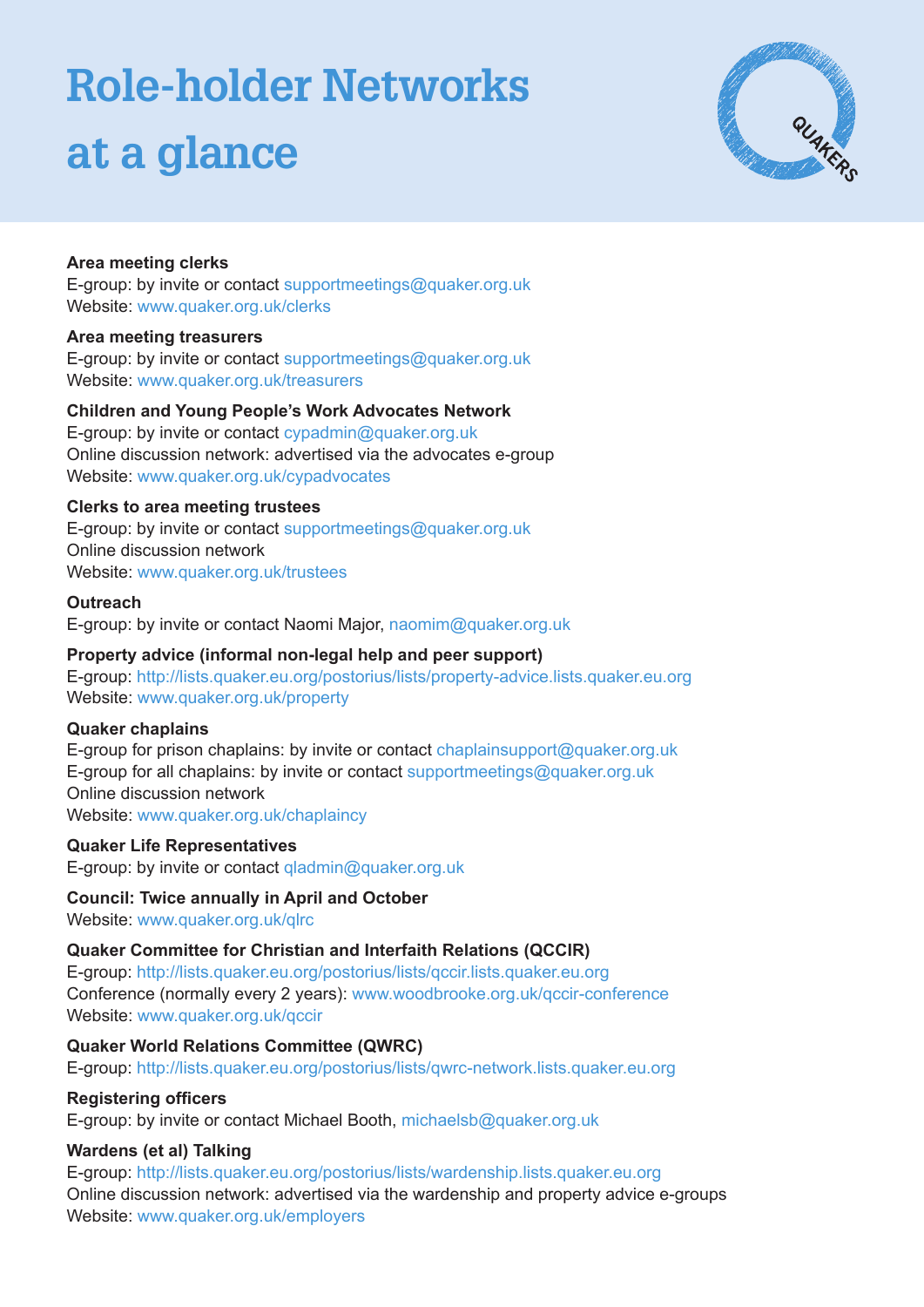# Role-holder Networks at a glance

**Area meeting clerks**
E-group: by invite or contact supportmeetings@quaker.org.uk
Website: www.quaker.org.uk/clerks

**Area meeting treasurers**
E-group: by invite or contact supportmeetings@quaker.org.uk
Website: www.quaker.org.uk/treasurers

**Children and Young People's Work Advocates Network**
E-group: by invite or contact cypadmin@quaker.org.uk
Online discussion network: advertised via the advocates e-group
Website: www.quaker.org.uk/cypadvocates

**Clerks to area meeting trustees**
E-group: by invite or contact supportmeetings@quaker.org.uk
Online discussion network
Website: www.quaker.org.uk/trustees

**Outreach**
E-group: by invite or contact Naomi Major, naomim@quaker.org.uk

**Property advice (informal non-legal help and peer support)**
E-group: http://lists.quaker.eu.org/postorius/lists/property-advice.lists.quaker.eu.org
Website: www.quaker.org.uk/property

**Quaker chaplains**
E-group for prison chaplains: by invite or contact chaplainsupport@quaker.org.uk
E-group for all chaplains: by invite or contact supportmeetings@quaker.org.uk
Online discussion network
Website: www.quaker.org.uk/chaplaincy

**Quaker Life Representatives**
E-group: by invite or contact qladmin@quaker.org.uk

**Council: Twice annually in April and October**
Website: www.quaker.org.uk/qlrc

**Quaker Committee for Christian and Interfaith Relations (QCCIR)**
E-group: http://lists.quaker.eu.org/postorius/lists/qccir.lists.quaker.eu.org
Conference (normally every 2 years): www.woodbrooke.org.uk/qccir-conference
Website: www.quaker.org.uk/qccir

**Quaker World Relations Committee (QWRC)**
E-group: http://lists.quaker.eu.org/postorius/lists/qwrc-network.lists.quaker.eu.org

**Registering officers**
E-group: by invite or contact Michael Booth, michaelsb@quaker.org.uk

**Wardens (et al) Talking**
E-group: http://lists.quaker.eu.org/postorius/lists/wardenship.lists.quaker.eu.org
Online discussion network: advertised via the wardenship and property advice e-groups
Website: www.quaker.org.uk/employers